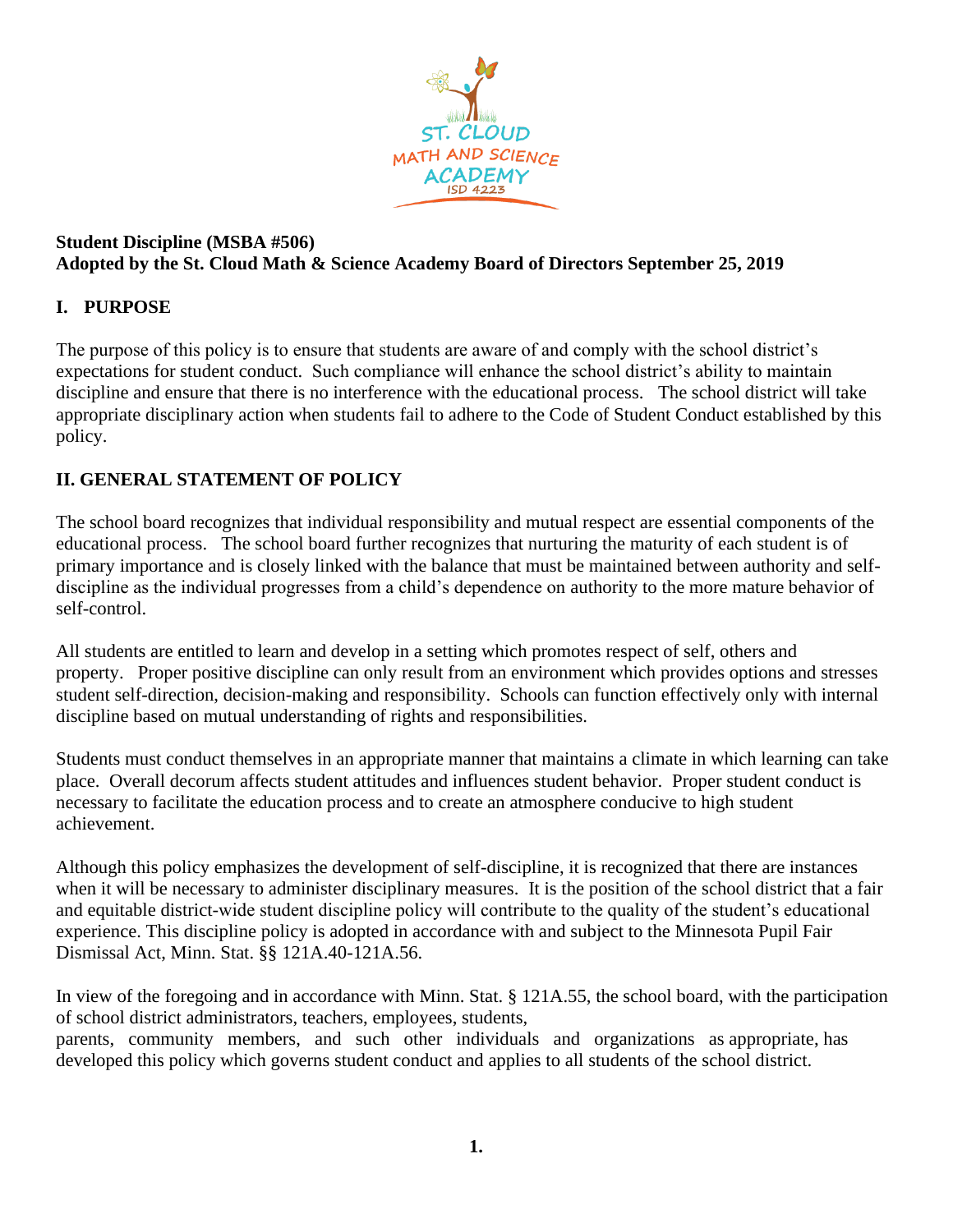**Student Discipline (MSBA #506)**
**Adopted by the St. Cloud Math & Science Academy Board of Directors September 25, 2019**

## I. PURPOSE

The purpose of this policy is to ensure that students are aware of and comply with the school district's expectations for student conduct. Such compliance will enhance the school district's ability to maintain discipline and ensure that there is no interference with the educational process. The school district will take appropriate disciplinary action when students fail to adhere to the Code of Student Conduct established by this policy.

## II. GENERAL STATEMENT OF POLICY

The school board recognizes that individual responsibility and mutual respect are essential components of the educational process. The school board further recognizes that nurturing the maturity of each student is of primary importance and is closely linked with the balance that must be maintained between authority and self-discipline as the individual progresses from a child's dependence on authority to the more mature behavior of self-control.

All students are entitled to learn and develop in a setting which promotes respect of self, others and property. Proper positive discipline can only result from an environment which provides options and stresses student self-direction, decision-making and responsibility. Schools can function effectively only with internal discipline based on mutual understanding of rights and responsibilities.

Students must conduct themselves in an appropriate manner that maintains a climate in which learning can take place. Overall decorum affects student attitudes and influences student behavior. Proper student conduct is necessary to facilitate the education process and to create an atmosphere conducive to high student achievement.

Although this policy emphasizes the development of self-discipline, it is recognized that there are instances when it will be necessary to administer disciplinary measures. It is the position of the school district that a fair and equitable district-wide student discipline policy will contribute to the quality of the student's educational experience. This discipline policy is adopted in accordance with and subject to the Minnesota Pupil Fair Dismissal Act, Minn. Stat. §§ 121A.40-121A.56.

In view of the foregoing and in accordance with Minn. Stat. § 121A.55, the school board, with the participation of school district administrators, teachers, employees, students, parents, community members, and such other individuals and organizations as appropriate, has developed this policy which governs student conduct and applies to all students of the school district.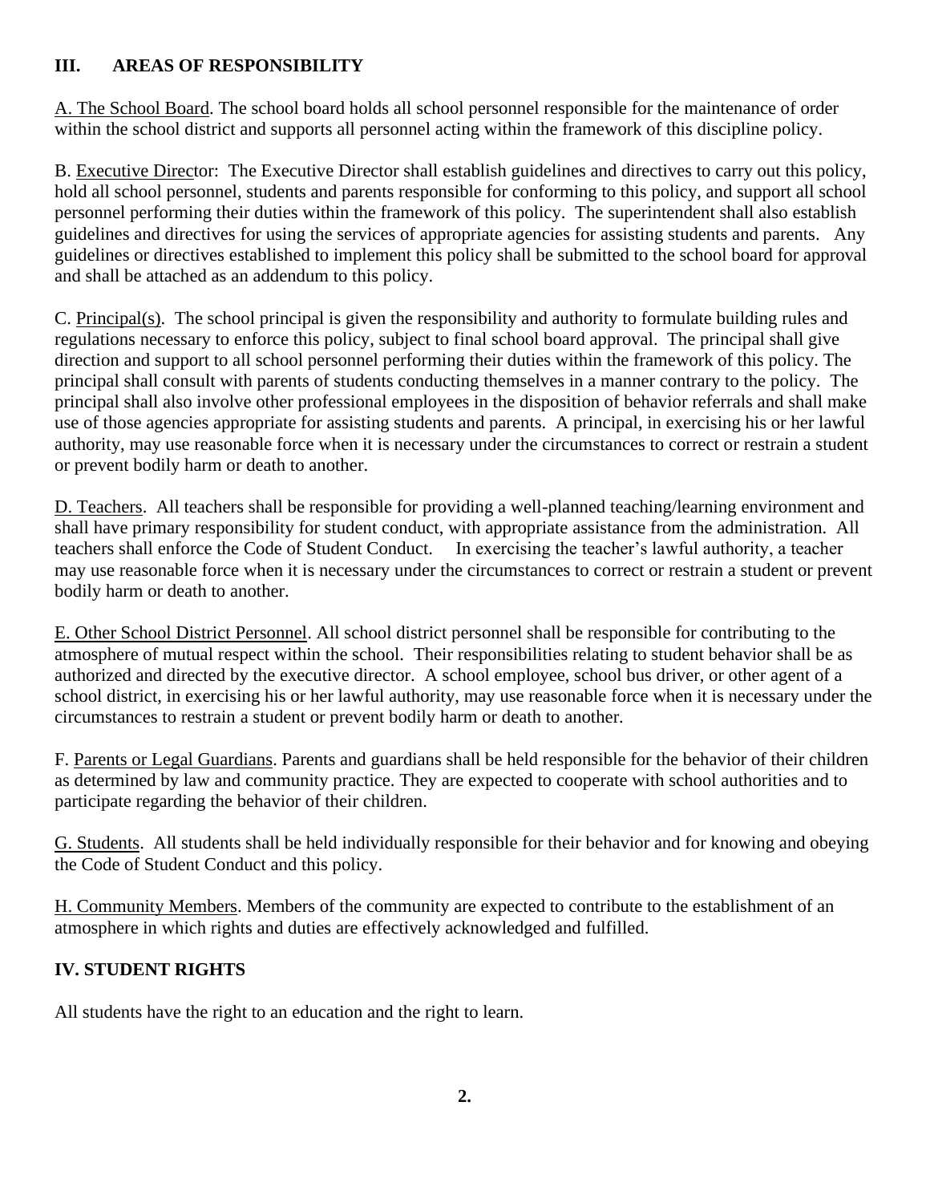## III. AREAS OF RESPONSIBILITY

A. The School Board. The school board holds all school personnel responsible for the maintenance of order within the school district and supports all personnel acting within the framework of this discipline policy.

B. Executive Director: The Executive Director shall establish guidelines and directives to carry out this policy, hold all school personnel, students and parents responsible for conforming to this policy, and support all school personnel performing their duties within the framework of this policy. The superintendent shall also establish guidelines and directives for using the services of appropriate agencies for assisting students and parents. Any guidelines or directives established to implement this policy shall be submitted to the school board for approval and shall be attached as an addendum to this policy.

C. Principal(s). The school principal is given the responsibility and authority to formulate building rules and regulations necessary to enforce this policy, subject to final school board approval. The principal shall give direction and support to all school personnel performing their duties within the framework of this policy. The principal shall consult with parents of students conducting themselves in a manner contrary to the policy. The principal shall also involve other professional employees in the disposition of behavior referrals and shall make use of those agencies appropriate for assisting students and parents. A principal, in exercising his or her lawful authority, may use reasonable force when it is necessary under the circumstances to correct or restrain a student or prevent bodily harm or death to another.

D. Teachers. All teachers shall be responsible for providing a well-planned teaching/learning environment and shall have primary responsibility for student conduct, with appropriate assistance from the administration. All teachers shall enforce the Code of Student Conduct. In exercising the teacher's lawful authority, a teacher may use reasonable force when it is necessary under the circumstances to correct or restrain a student or prevent bodily harm or death to another.

E. Other School District Personnel. All school district personnel shall be responsible for contributing to the atmosphere of mutual respect within the school. Their responsibilities relating to student behavior shall be as authorized and directed by the executive director. A school employee, school bus driver, or other agent of a school district, in exercising his or her lawful authority, may use reasonable force when it is necessary under the circumstances to restrain a student or prevent bodily harm or death to another.

F. Parents or Legal Guardians. Parents and guardians shall be held responsible for the behavior of their children as determined by law and community practice. They are expected to cooperate with school authorities and to participate regarding the behavior of their children.

G. Students. All students shall be held individually responsible for their behavior and for knowing and obeying the Code of Student Conduct and this policy.

H. Community Members. Members of the community are expected to contribute to the establishment of an atmosphere in which rights and duties are effectively acknowledged and fulfilled.

## IV. STUDENT RIGHTS

All students have the right to an education and the right to learn.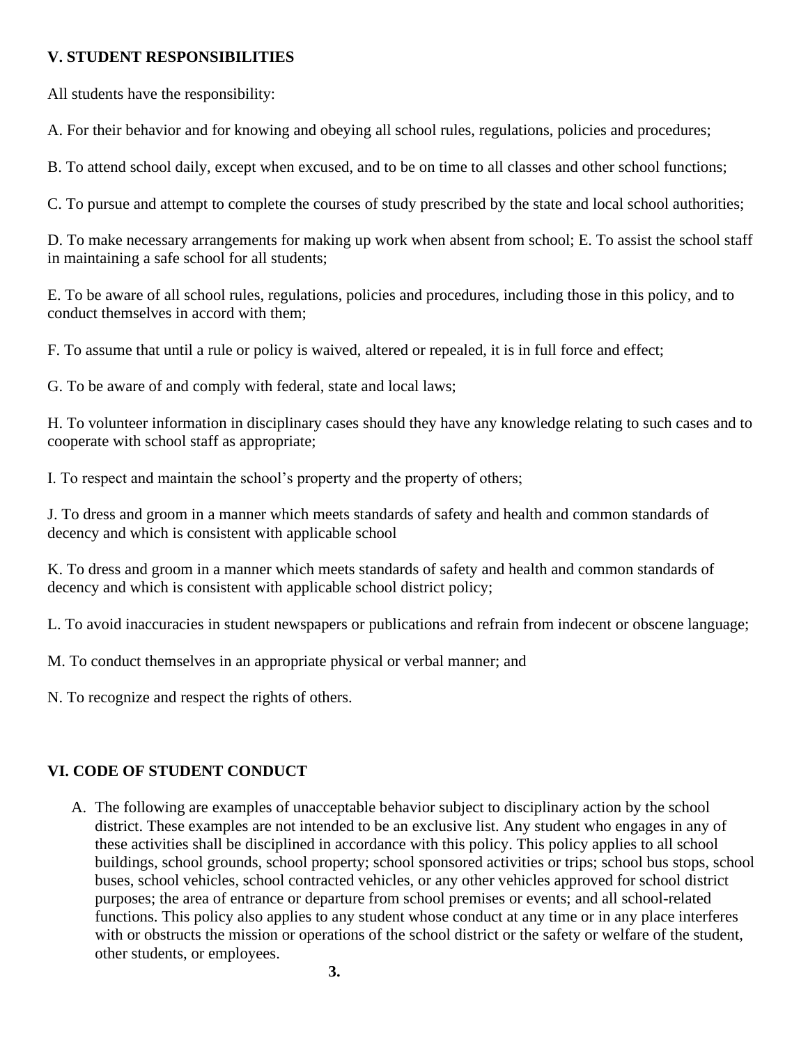## V. STUDENT RESPONSIBILITIES

All students have the responsibility:

A. For their behavior and for knowing and obeying all school rules, regulations, policies and procedures;

B. To attend school daily, except when excused, and to be on time to all classes and other school functions;

C. To pursue and attempt to complete the courses of study prescribed by the state and local school authorities;

D. To make necessary arrangements for making up work when absent from school; E. To assist the school staff in maintaining a safe school for all students;

E. To be aware of all school rules, regulations, policies and procedures, including those in this policy, and to conduct themselves in accord with them;

F. To assume that until a rule or policy is waived, altered or repealed, it is in full force and effect;

G. To be aware of and comply with federal, state and local laws;

H. To volunteer information in disciplinary cases should they have any knowledge relating to such cases and to cooperate with school staff as appropriate;

I. To respect and maintain the school's property and the property of others;

J. To dress and groom in a manner which meets standards of safety and health and common standards of decency and which is consistent with applicable school

K. To dress and groom in a manner which meets standards of safety and health and common standards of decency and which is consistent with applicable school district policy;

L. To avoid inaccuracies in student newspapers or publications and refrain from indecent or obscene language;

M. To conduct themselves in an appropriate physical or verbal manner; and

N. To recognize and respect the rights of others.

## VI. CODE OF STUDENT CONDUCT

A. The following are examples of unacceptable behavior subject to disciplinary action by the school district. These examples are not intended to be an exclusive list. Any student who engages in any of these activities shall be disciplined in accordance with this policy. This policy applies to all school buildings, school grounds, school property; school sponsored activities or trips; school bus stops, school buses, school vehicles, school contracted vehicles, or any other vehicles approved for school district purposes; the area of entrance or departure from school premises or events; and all school-related functions. This policy also applies to any student whose conduct at any time or in any place interferes with or obstructs the mission or operations of the school district or the safety or welfare of the student, other students, or employees.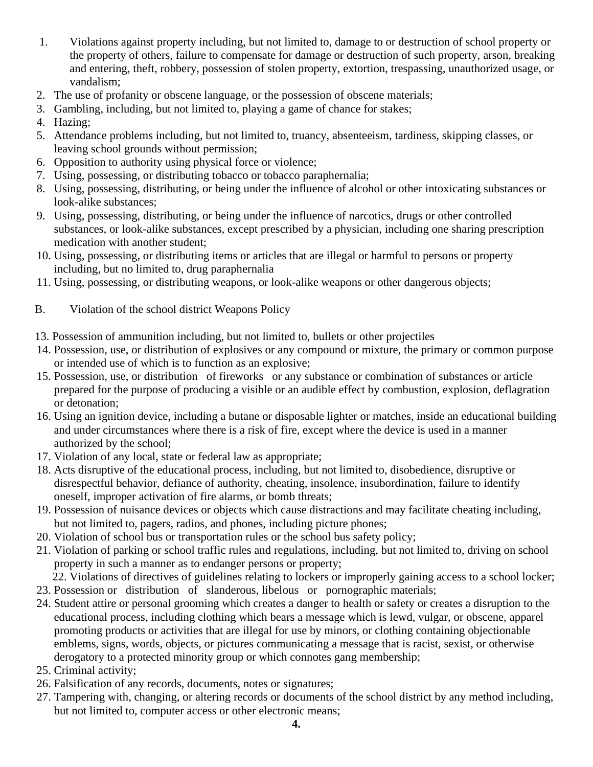1. Violations against property including, but not limited to, damage to or destruction of school property or the property of others, failure to compensate for damage or destruction of such property, arson, breaking and entering, theft, robbery, possession of stolen property, extortion, trespassing, unauthorized usage, or vandalism;
2. The use of profanity or obscene language, or the possession of obscene materials;
3. Gambling, including, but not limited to, playing a game of chance for stakes;
4. Hazing;
5. Attendance problems including, but not limited to, truancy, absenteeism, tardiness, skipping classes, or leaving school grounds without permission;
6. Opposition to authority using physical force or violence;
7. Using, possessing, or distributing tobacco or tobacco paraphernalia;
8. Using, possessing, distributing, or being under the influence of alcohol or other intoxicating substances or look-alike substances;
9. Using, possessing, distributing, or being under the influence of narcotics, drugs or other controlled substances, or look-alike substances, except prescribed by a physician, including one sharing prescription medication with another student;
10. Using, possessing, or distributing items or articles that are illegal or harmful to persons or property including, but no limited to, drug paraphernalia
11. Using, possessing, or distributing weapons, or look-alike weapons or other dangerous objects;

B. Violation of the school district Weapons Policy

13. Possession of ammunition including, but not limited to, bullets or other projectiles
14. Possession, use, or distribution of explosives or any compound or mixture, the primary or common purpose or intended use of which is to function as an explosive;
15. Possession, use, or distribution of fireworks or any substance or combination of substances or article prepared for the purpose of producing a visible or an audible effect by combustion, explosion, deflagration or detonation;
16. Using an ignition device, including a butane or disposable lighter or matches, inside an educational building and under circumstances where there is a risk of fire, except where the device is used in a manner authorized by the school;
17. Violation of any local, state or federal law as appropriate;
18. Acts disruptive of the educational process, including, but not limited to, disobedience, disruptive or disrespectful behavior, defiance of authority, cheating, insolence, insubordination, failure to identify oneself, improper activation of fire alarms, or bomb threats;
19. Possession of nuisance devices or objects which cause distractions and may facilitate cheating including, but not limited to, pagers, radios, and phones, including picture phones;
20. Violation of school bus or transportation rules or the school bus safety policy;
21. Violation of parking or school traffic rules and regulations, including, but not limited to, driving on school property in such a manner as to endanger persons or property;
22. Violations of directives of guidelines relating to lockers or improperly gaining access to a school locker;
23. Possession or distribution of slanderous, libelous or pornographic materials;
24. Student attire or personal grooming which creates a danger to health or safety or creates a disruption to the educational process, including clothing which bears a message which is lewd, vulgar, or obscene, apparel promoting products or activities that are illegal for use by minors, or clothing containing objectionable emblems, signs, words, objects, or pictures communicating a message that is racist, sexist, or otherwise derogatory to a protected minority group or which connotes gang membership;
25. Criminal activity;
26. Falsification of any records, documents, notes or signatures;
27. Tampering with, changing, or altering records or documents of the school district by any method including, but not limited to, computer access or other electronic means;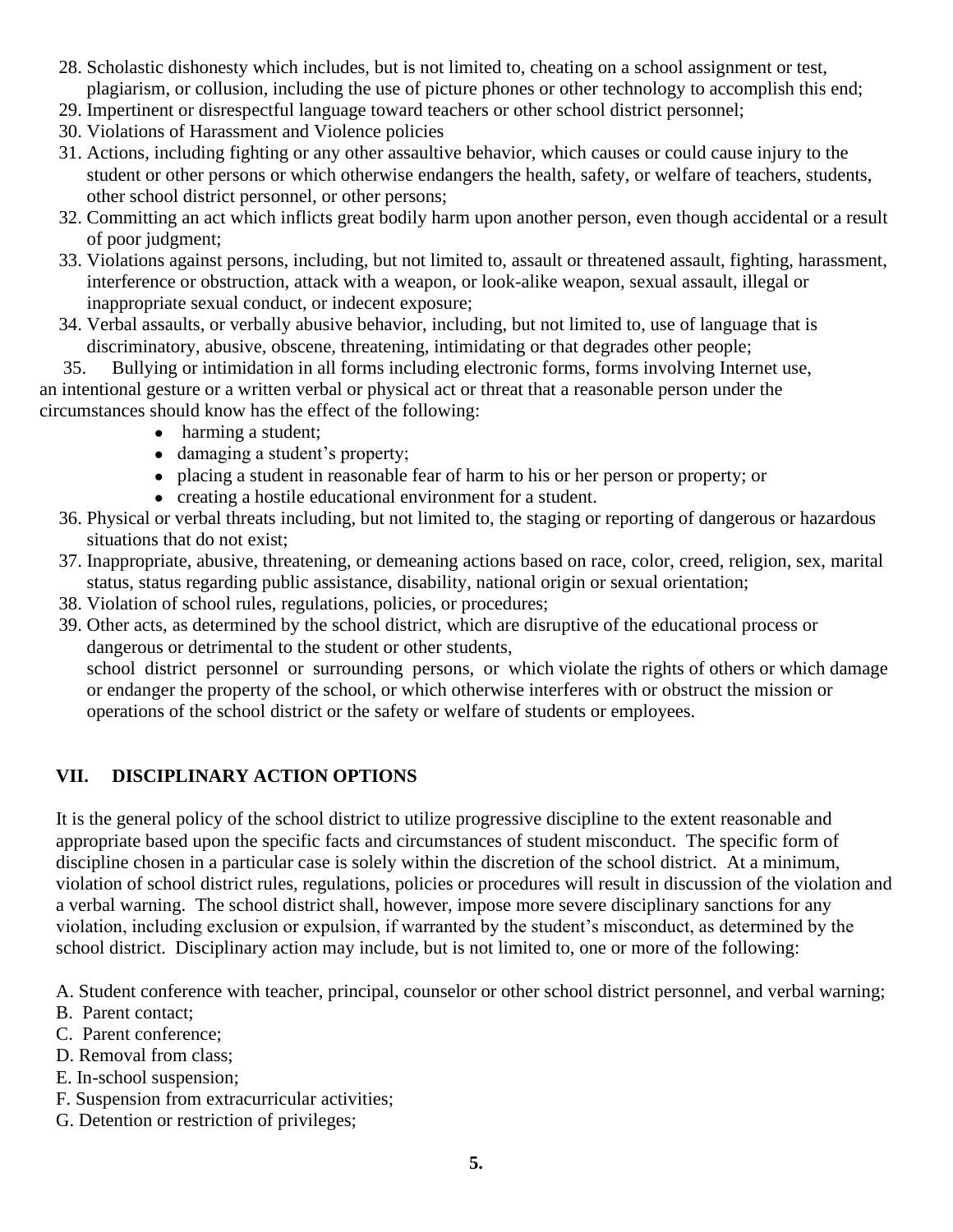28. Scholastic dishonesty which includes, but is not limited to, cheating on a school assignment or test, plagiarism, or collusion, including the use of picture phones or other technology to accomplish this end;
29. Impertinent or disrespectful language toward teachers or other school district personnel;
30. Violations of Harassment and Violence policies
31. Actions, including fighting or any other assaultive behavior, which causes or could cause injury to the student or other persons or which otherwise endangers the health, safety, or welfare of teachers, students, other school district personnel, or other persons;
32. Committing an act which inflicts great bodily harm upon another person, even though accidental or a result of poor judgment;
33. Violations against persons, including, but not limited to, assault or threatened assault, fighting, harassment, interference or obstruction, attack with a weapon, or look-alike weapon, sexual assault, illegal or inappropriate sexual conduct, or indecent exposure;
34. Verbal assaults, or verbally abusive behavior, including, but not limited to, use of language that is discriminatory, abusive, obscene, threatening, intimidating or that degrades other people;
35. Bullying or intimidation in all forms including electronic forms, forms involving Internet use, an intentional gesture or a written verbal or physical act or threat that a reasonable person under the circumstances should know has the effect of the following:
    - harming a student;
    - damaging a student's property;
    - placing a student in reasonable fear of harm to his or her person or property; or
    - creating a hostile educational environment for a student.
36. Physical or verbal threats including, but not limited to, the staging or reporting of dangerous or hazardous situations that do not exist;
37. Inappropriate, abusive, threatening, or demeaning actions based on race, color, creed, religion, sex, marital status, status regarding public assistance, disability, national origin or sexual orientation;
38. Violation of school rules, regulations, policies, or procedures;
39. Other acts, as determined by the school district, which are disruptive of the educational process or dangerous or detrimental to the student or other students, school district personnel or surrounding persons, or which violate the rights of others or which damage or endanger the property of the school, or which otherwise interferes with or obstruct the mission or operations of the school district or the safety or welfare of students or employees.

## VII. DISCIPLINARY ACTION OPTIONS

It is the general policy of the school district to utilize progressive discipline to the extent reasonable and appropriate based upon the specific facts and circumstances of student misconduct. The specific form of discipline chosen in a particular case is solely within the discretion of the school district. At a minimum, violation of school district rules, regulations, policies or procedures will result in discussion of the violation and a verbal warning. The school district shall, however, impose more severe disciplinary sanctions for any violation, including exclusion or expulsion, if warranted by the student's misconduct, as determined by the school district. Disciplinary action may include, but is not limited to, one or more of the following:

A. Student conference with teacher, principal, counselor or other school district personnel, and verbal warning;
B. Parent contact;
C. Parent conference;
D. Removal from class;
E. In-school suspension;
F. Suspension from extracurricular activities;
G. Detention or restriction of privileges;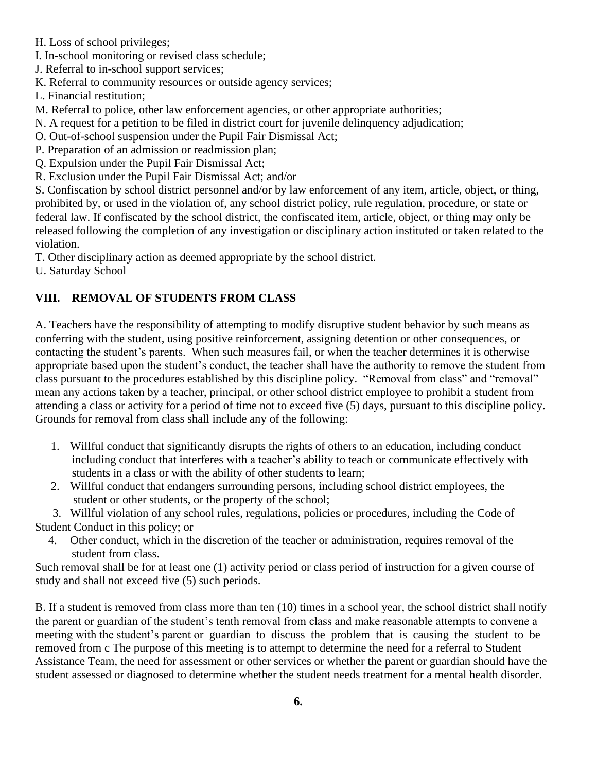H. Loss of school privileges;
I. In-school monitoring or revised class schedule;
J. Referral to in-school support services;
K. Referral to community resources or outside agency services;
L. Financial restitution;
M. Referral to police, other law enforcement agencies, or other appropriate authorities;
N. A request for a petition to be filed in district court for juvenile delinquency adjudication;
O. Out-of-school suspension under the Pupil Fair Dismissal Act;
P. Preparation of an admission or readmission plan;
Q. Expulsion under the Pupil Fair Dismissal Act;
R. Exclusion under the Pupil Fair Dismissal Act; and/or
S. Confiscation by school district personnel and/or by law enforcement of any item, article, object, or thing, prohibited by, or used in the violation of, any school district policy, rule regulation, procedure, or state or federal law. If confiscated by the school district, the confiscated item, article, object, or thing may only be released following the completion of any investigation or disciplinary action instituted or taken related to the violation.
T. Other disciplinary action as deemed appropriate by the school district.
U. Saturday School

## VIII. REMOVAL OF STUDENTS FROM CLASS

A. Teachers have the responsibility of attempting to modify disruptive student behavior by such means as conferring with the student, using positive reinforcement, assigning detention or other consequences, or contacting the student's parents. When such measures fail, or when the teacher determines it is otherwise appropriate based upon the student's conduct, the teacher shall have the authority to remove the student from class pursuant to the procedures established by this discipline policy. "Removal from class" and "removal" mean any actions taken by a teacher, principal, or other school district employee to prohibit a student from attending a class or activity for a period of time not to exceed five (5) days, pursuant to this discipline policy. Grounds for removal from class shall include any of the following:

1. Willful conduct that significantly disrupts the rights of others to an education, including conduct including conduct that interferes with a teacher's ability to teach or communicate effectively with students in a class or with the ability of other students to learn;
2. Willful conduct that endangers surrounding persons, including school district employees, the student or other students, or the property of the school;
3. Willful violation of any school rules, regulations, policies or procedures, including the Code of Student Conduct in this policy; or
4. Other conduct, which in the discretion of the teacher or administration, requires removal of the student from class.

Such removal shall be for at least one (1) activity period or class period of instruction for a given course of study and shall not exceed five (5) such periods.

B. If a student is removed from class more than ten (10) times in a school year, the school district shall notify the parent or guardian of the student's tenth removal from class and make reasonable attempts to convene a meeting with the student's parent or guardian to discuss the problem that is causing the student to be removed from c The purpose of this meeting is to attempt to determine the need for a referral to Student Assistance Team, the need for assessment or other services or whether the parent or guardian should have the student assessed or diagnosed to determine whether the student needs treatment for a mental health disorder.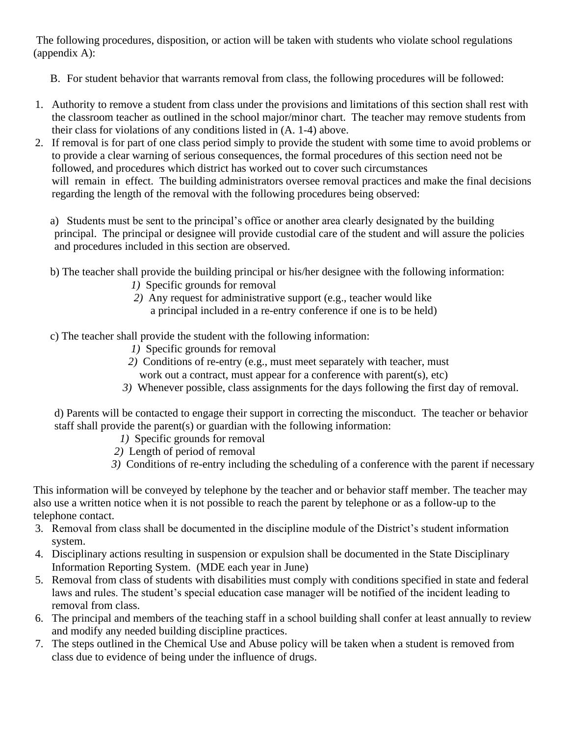The following procedures, disposition, or action will be taken with students who violate school regulations (appendix A):

B. For student behavior that warrants removal from class, the following procedures will be followed:

1. Authority to remove a student from class under the provisions and limitations of this section shall rest with the classroom teacher as outlined in the school major/minor chart. The teacher may remove students from their class for violations of any conditions listed in (A. 1-4) above.
2. If removal is for part of one class period simply to provide the student with some time to avoid problems or to provide a clear warning of serious consequences, the formal procedures of this section need not be followed, and procedures which district has worked out to cover such circumstances will remain in effect. The building administrators oversee removal practices and make the final decisions regarding the length of the removal with the following procedures being observed:

   a) Students must be sent to the principal's office or another area clearly designated by the building principal. The principal or designee will provide custodial care of the student and will assure the policies and procedures included in this section are observed.

   b) The teacher shall provide the building principal or his/her designee with the following information:
      *1)* Specific grounds for removal
      *2)* Any request for administrative support (e.g., teacher would like a principal included in a re-entry conference if one is to be held)

   c) The teacher shall provide the student with the following information:
      *1)* Specific grounds for removal
      *2)* Conditions of re-entry (e.g., must meet separately with teacher, must work out a contract, must appear for a conference with parent(s), etc)
      *3)* Whenever possible, class assignments for the days following the first day of removal.

   d) Parents will be contacted to engage their support in correcting the misconduct. The teacher or behavior staff shall provide the parent(s) or guardian with the following information:
      *1)* Specific grounds for removal
      *2)* Length of period of removal
      *3)* Conditions of re-entry including the scheduling of a conference with the parent if necessary

This information will be conveyed by telephone by the teacher and or behavior staff member. The teacher may also use a written notice when it is not possible to reach the parent by telephone or as a follow-up to the telephone contact.

3. Removal from class shall be documented in the discipline module of the District's student information system.
4. Disciplinary actions resulting in suspension or expulsion shall be documented in the State Disciplinary Information Reporting System. (MDE each year in June)
5. Removal from class of students with disabilities must comply with conditions specified in state and federal laws and rules. The student's special education case manager will be notified of the incident leading to removal from class.
6. The principal and members of the teaching staff in a school building shall confer at least annually to review and modify any needed building discipline practices.
7. The steps outlined in the Chemical Use and Abuse policy will be taken when a student is removed from class due to evidence of being under the influence of drugs.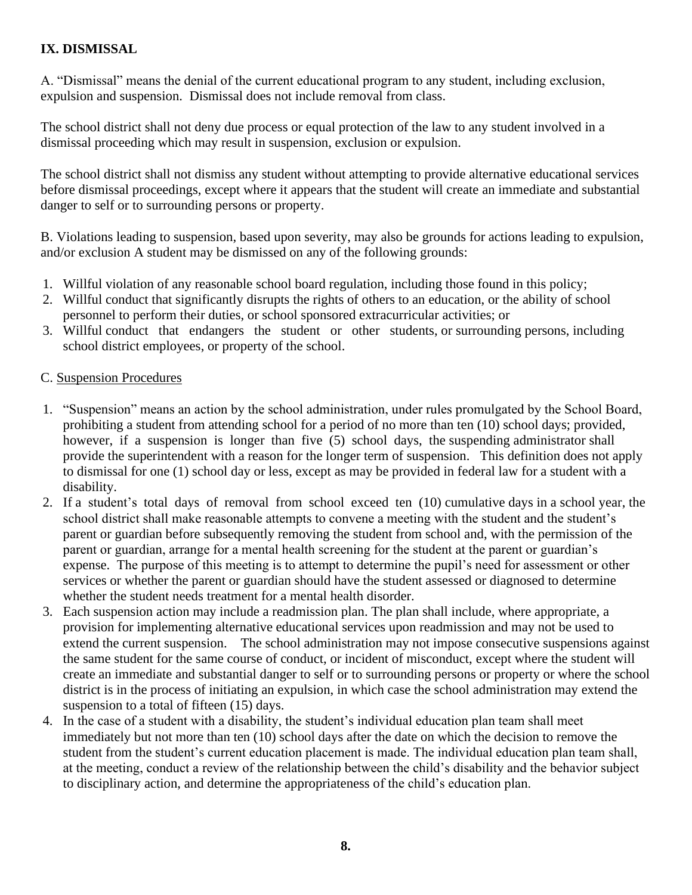## IX. DISMISSAL

A. "Dismissal" means the denial of the current educational program to any student, including exclusion, expulsion and suspension. Dismissal does not include removal from class.

The school district shall not deny due process or equal protection of the law to any student involved in a dismissal proceeding which may result in suspension, exclusion or expulsion.

The school district shall not dismiss any student without attempting to provide alternative educational services before dismissal proceedings, except where it appears that the student will create an immediate and substantial danger to self or to surrounding persons or property.

B. Violations leading to suspension, based upon severity, may also be grounds for actions leading to expulsion, and/or exclusion A student may be dismissed on any of the following grounds:

1. Willful violation of any reasonable school board regulation, including those found in this policy;
2. Willful conduct that significantly disrupts the rights of others to an education, or the ability of school personnel to perform their duties, or school sponsored extracurricular activities; or
3. Willful conduct that endangers the student or other students, or surrounding persons, including school district employees, or property of the school.

C. Suspension Procedures

1. "Suspension" means an action by the school administration, under rules promulgated by the School Board, prohibiting a student from attending school for a period of no more than ten (10) school days; provided, however, if a suspension is longer than five (5) school days, the suspending administrator shall provide the superintendent with a reason for the longer term of suspension. This definition does not apply to dismissal for one (1) school day or less, except as may be provided in federal law for a student with a disability.
2. If a student's total days of removal from school exceed ten (10) cumulative days in a school year, the school district shall make reasonable attempts to convene a meeting with the student and the student's parent or guardian before subsequently removing the student from school and, with the permission of the parent or guardian, arrange for a mental health screening for the student at the parent or guardian's expense. The purpose of this meeting is to attempt to determine the pupil's need for assessment or other services or whether the parent or guardian should have the student assessed or diagnosed to determine whether the student needs treatment for a mental health disorder.
3. Each suspension action may include a readmission plan. The plan shall include, where appropriate, a provision for implementing alternative educational services upon readmission and may not be used to extend the current suspension. The school administration may not impose consecutive suspensions against the same student for the same course of conduct, or incident of misconduct, except where the student will create an immediate and substantial danger to self or to surrounding persons or property or where the school district is in the process of initiating an expulsion, in which case the school administration may extend the suspension to a total of fifteen (15) days.
4. In the case of a student with a disability, the student's individual education plan team shall meet immediately but not more than ten (10) school days after the date on which the decision to remove the student from the student's current education placement is made. The individual education plan team shall, at the meeting, conduct a review of the relationship between the child's disability and the behavior subject to disciplinary action, and determine the appropriateness of the child's education plan.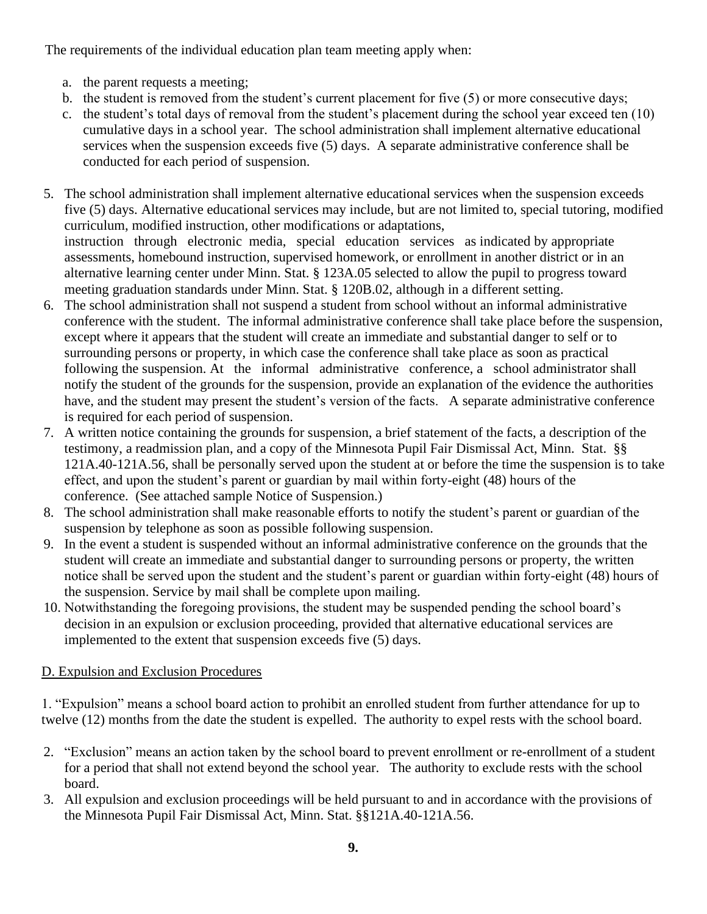The requirements of the individual education plan team meeting apply when:

a. the parent requests a meeting;
b. the student is removed from the student's current placement for five (5) or more consecutive days;
c. the student's total days of removal from the student's placement during the school year exceed ten (10) cumulative days in a school year. The school administration shall implement alternative educational services when the suspension exceeds five (5) days. A separate administrative conference shall be conducted for each period of suspension.

5. The school administration shall implement alternative educational services when the suspension exceeds five (5) days. Alternative educational services may include, but are not limited to, special tutoring, modified curriculum, modified instruction, other modifications or adaptations, instruction through electronic media, special education services as indicated by appropriate assessments, homebound instruction, supervised homework, or enrollment in another district or in an alternative learning center under Minn. Stat. § 123A.05 selected to allow the pupil to progress toward meeting graduation standards under Minn. Stat. § 120B.02, although in a different setting.
6. The school administration shall not suspend a student from school without an informal administrative conference with the student. The informal administrative conference shall take place before the suspension, except where it appears that the student will create an immediate and substantial danger to self or to surrounding persons or property, in which case the conference shall take place as soon as practical following the suspension. At the informal administrative conference, a school administrator shall notify the student of the grounds for the suspension, provide an explanation of the evidence the authorities have, and the student may present the student's version of the facts. A separate administrative conference is required for each period of suspension.
7. A written notice containing the grounds for suspension, a brief statement of the facts, a description of the testimony, a readmission plan, and a copy of the Minnesota Pupil Fair Dismissal Act, Minn. Stat. §§ 121A.40-121A.56, shall be personally served upon the student at or before the time the suspension is to take effect, and upon the student's parent or guardian by mail within forty-eight (48) hours of the conference. (See attached sample Notice of Suspension.)
8. The school administration shall make reasonable efforts to notify the student's parent or guardian of the suspension by telephone as soon as possible following suspension.
9. In the event a student is suspended without an informal administrative conference on the grounds that the student will create an immediate and substantial danger to surrounding persons or property, the written notice shall be served upon the student and the student's parent or guardian within forty-eight (48) hours of the suspension. Service by mail shall be complete upon mailing.
10. Notwithstanding the foregoing provisions, the student may be suspended pending the school board's decision in an expulsion or exclusion proceeding, provided that alternative educational services are implemented to the extent that suspension exceeds five (5) days.

D. Expulsion and Exclusion Procedures

1. "Expulsion" means a school board action to prohibit an enrolled student from further attendance for up to twelve (12) months from the date the student is expelled. The authority to expel rests with the school board.

2. "Exclusion" means an action taken by the school board to prevent enrollment or re-enrollment of a student for a period that shall not extend beyond the school year. The authority to exclude rests with the school board.
3. All expulsion and exclusion proceedings will be held pursuant to and in accordance with the provisions of the Minnesota Pupil Fair Dismissal Act, Minn. Stat. §§121A.40-121A.56.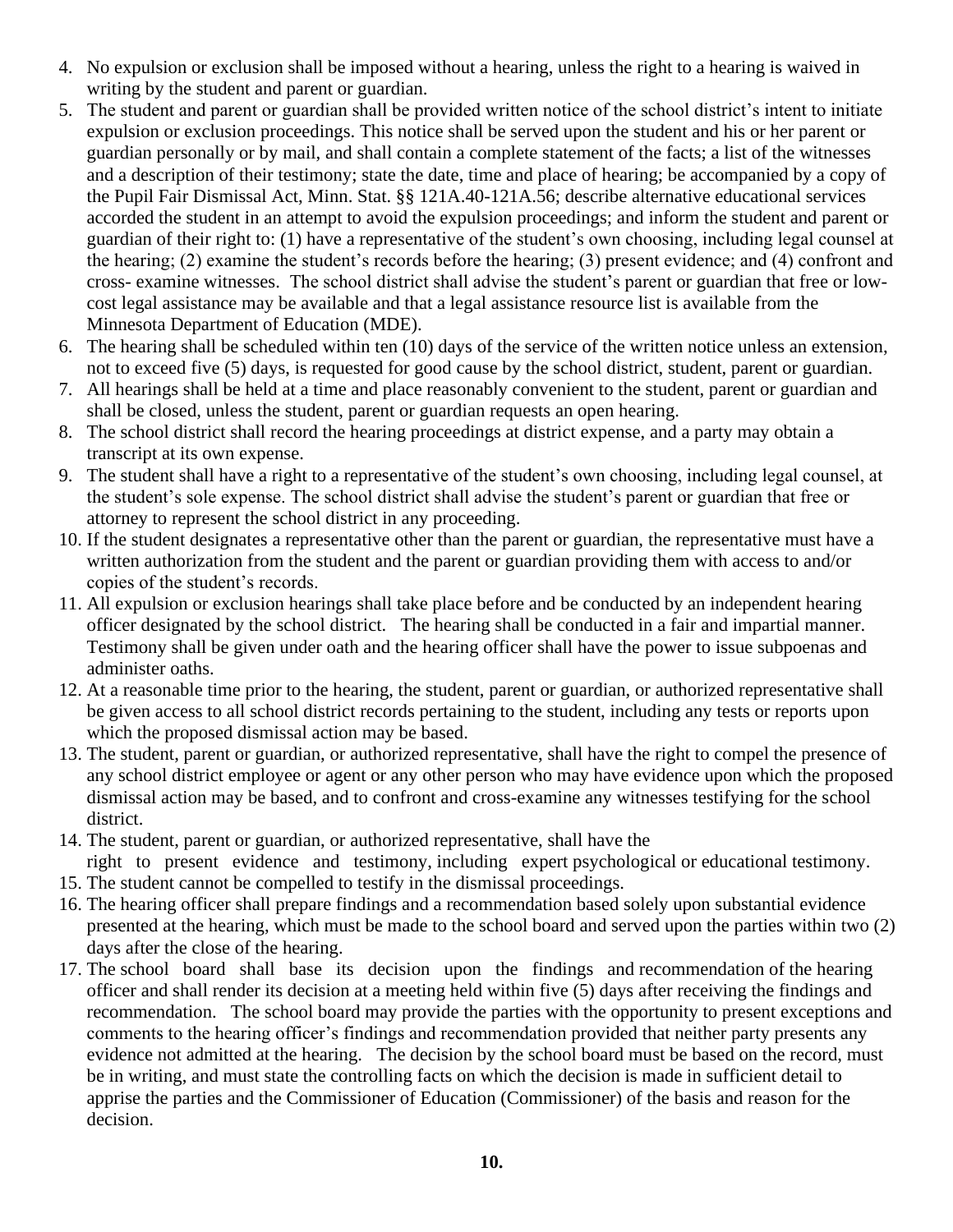4. No expulsion or exclusion shall be imposed without a hearing, unless the right to a hearing is waived in writing by the student and parent or guardian.
5. The student and parent or guardian shall be provided written notice of the school district's intent to initiate expulsion or exclusion proceedings. This notice shall be served upon the student and his or her parent or guardian personally or by mail, and shall contain a complete statement of the facts; a list of the witnesses and a description of their testimony; state the date, time and place of hearing; be accompanied by a copy of the Pupil Fair Dismissal Act, Minn. Stat. §§ 121A.40-121A.56; describe alternative educational services accorded the student in an attempt to avoid the expulsion proceedings; and inform the student and parent or guardian of their right to: (1) have a representative of the student's own choosing, including legal counsel at the hearing; (2) examine the student's records before the hearing; (3) present evidence; and (4) confront and cross- examine witnesses. The school district shall advise the student's parent or guardian that free or low-cost legal assistance may be available and that a legal assistance resource list is available from the Minnesota Department of Education (MDE).
6. The hearing shall be scheduled within ten (10) days of the service of the written notice unless an extension, not to exceed five (5) days, is requested for good cause by the school district, student, parent or guardian.
7. All hearings shall be held at a time and place reasonably convenient to the student, parent or guardian and shall be closed, unless the student, parent or guardian requests an open hearing.
8. The school district shall record the hearing proceedings at district expense, and a party may obtain a transcript at its own expense.
9. The student shall have a right to a representative of the student's own choosing, including legal counsel, at the student's sole expense. The school district shall advise the student's parent or guardian that free or attorney to represent the school district in any proceeding.
10. If the student designates a representative other than the parent or guardian, the representative must have a written authorization from the student and the parent or guardian providing them with access to and/or copies of the student's records.
11. All expulsion or exclusion hearings shall take place before and be conducted by an independent hearing officer designated by the school district. The hearing shall be conducted in a fair and impartial manner. Testimony shall be given under oath and the hearing officer shall have the power to issue subpoenas and administer oaths.
12. At a reasonable time prior to the hearing, the student, parent or guardian, or authorized representative shall be given access to all school district records pertaining to the student, including any tests or reports upon which the proposed dismissal action may be based.
13. The student, parent or guardian, or authorized representative, shall have the right to compel the presence of any school district employee or agent or any other person who may have evidence upon which the proposed dismissal action may be based, and to confront and cross-examine any witnesses testifying for the school district.
14. The student, parent or guardian, or authorized representative, shall have the right to present evidence and testimony, including expert psychological or educational testimony.
15. The student cannot be compelled to testify in the dismissal proceedings.
16. The hearing officer shall prepare findings and a recommendation based solely upon substantial evidence presented at the hearing, which must be made to the school board and served upon the parties within two (2) days after the close of the hearing.
17. The school board shall base its decision upon the findings and recommendation of the hearing officer and shall render its decision at a meeting held within five (5) days after receiving the findings and recommendation. The school board may provide the parties with the opportunity to present exceptions and comments to the hearing officer's findings and recommendation provided that neither party presents any evidence not admitted at the hearing. The decision by the school board must be based on the record, must be in writing, and must state the controlling facts on which the decision is made in sufficient detail to apprise the parties and the Commissioner of Education (Commissioner) of the basis and reason for the decision.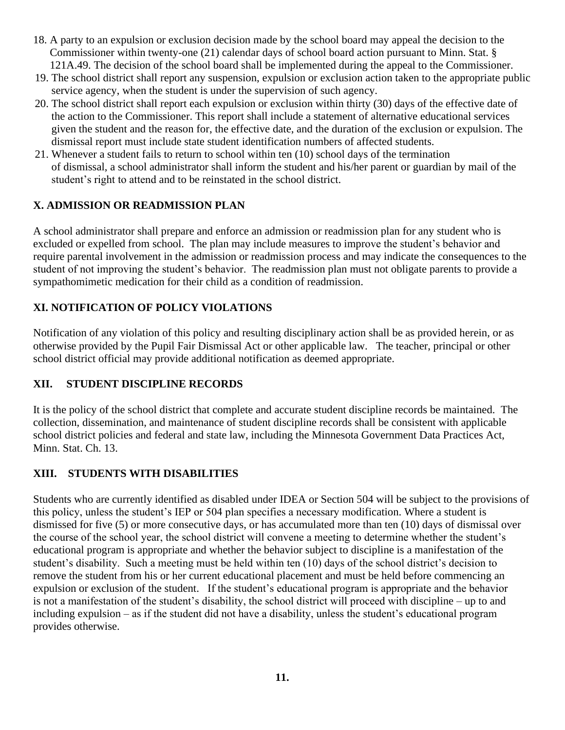18. A party to an expulsion or exclusion decision made by the school board may appeal the decision to the Commissioner within twenty-one (21) calendar days of school board action pursuant to Minn. Stat. § 121A.49. The decision of the school board shall be implemented during the appeal to the Commissioner.
19. The school district shall report any suspension, expulsion or exclusion action taken to the appropriate public service agency, when the student is under the supervision of such agency.
20. The school district shall report each expulsion or exclusion within thirty (30) days of the effective date of the action to the Commissioner. This report shall include a statement of alternative educational services given the student and the reason for, the effective date, and the duration of the exclusion or expulsion. The dismissal report must include state student identification numbers of affected students.
21. Whenever a student fails to return to school within ten (10) school days of the termination of dismissal, a school administrator shall inform the student and his/her parent or guardian by mail of the student's right to attend and to be reinstated in the school district.

## X. ADMISSION OR READMISSION PLAN

A school administrator shall prepare and enforce an admission or readmission plan for any student who is excluded or expelled from school. The plan may include measures to improve the student's behavior and require parental involvement in the admission or readmission process and may indicate the consequences to the student of not improving the student's behavior. The readmission plan must not obligate parents to provide a sympathomimetic medication for their child as a condition of readmission.

## XI. NOTIFICATION OF POLICY VIOLATIONS

Notification of any violation of this policy and resulting disciplinary action shall be as provided herein, or as otherwise provided by the Pupil Fair Dismissal Act or other applicable law. The teacher, principal or other school district official may provide additional notification as deemed appropriate.

## XII. STUDENT DISCIPLINE RECORDS

It is the policy of the school district that complete and accurate student discipline records be maintained. The collection, dissemination, and maintenance of student discipline records shall be consistent with applicable school district policies and federal and state law, including the Minnesota Government Data Practices Act, Minn. Stat. Ch. 13.

## XIII. STUDENTS WITH DISABILITIES

Students who are currently identified as disabled under IDEA or Section 504 will be subject to the provisions of this policy, unless the student's IEP or 504 plan specifies a necessary modification. Where a student is dismissed for five (5) or more consecutive days, or has accumulated more than ten (10) days of dismissal over the course of the school year, the school district will convene a meeting to determine whether the student's educational program is appropriate and whether the behavior subject to discipline is a manifestation of the student's disability. Such a meeting must be held within ten (10) days of the school district's decision to remove the student from his or her current educational placement and must be held before commencing an expulsion or exclusion of the student. If the student's educational program is appropriate and the behavior is not a manifestation of the student's disability, the school district will proceed with discipline – up to and including expulsion – as if the student did not have a disability, unless the student's educational program provides otherwise.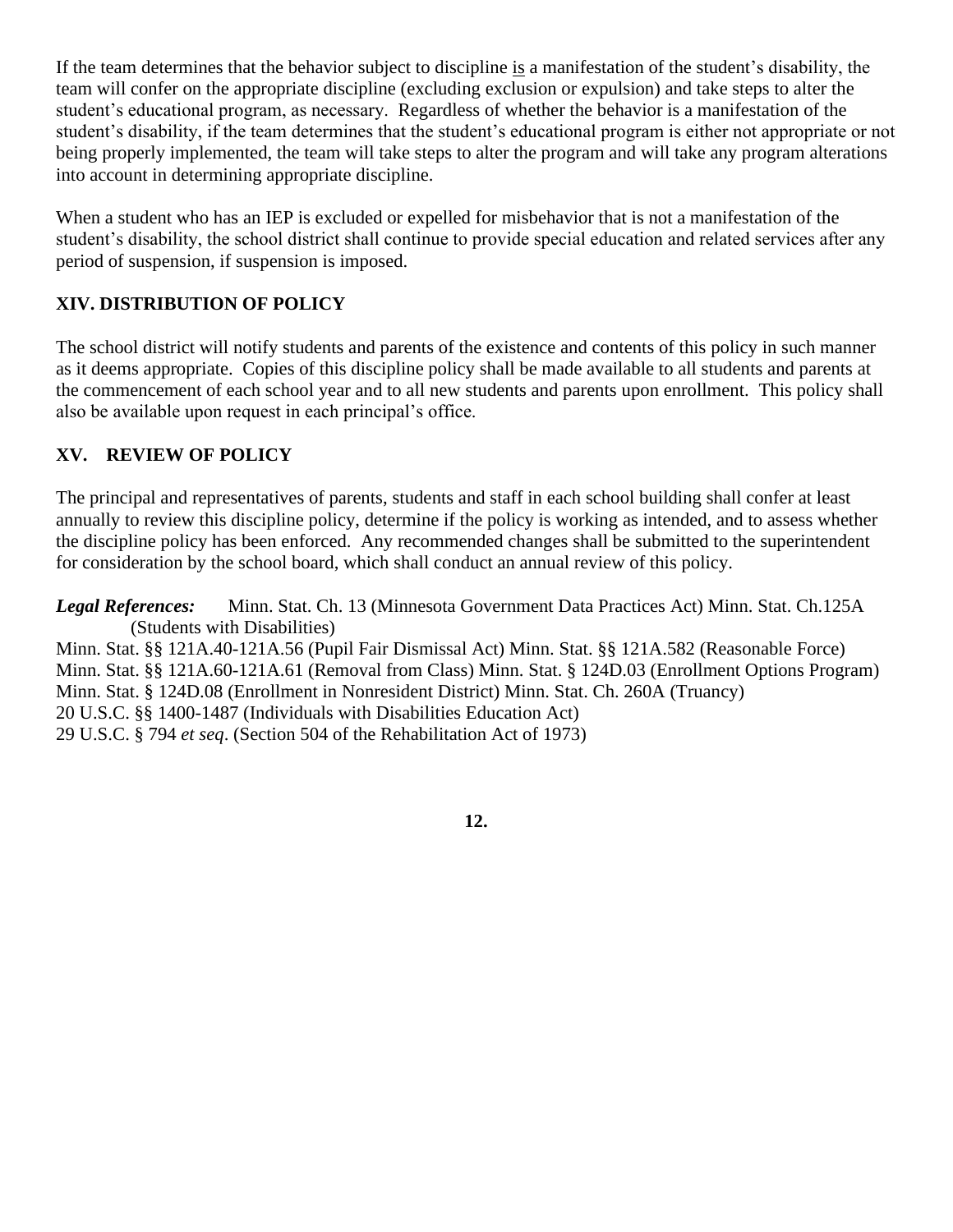If the team determines that the behavior subject to discipline <u>is</u> a manifestation of the student's disability, the team will confer on the appropriate discipline (excluding exclusion or expulsion) and take steps to alter the student's educational program, as necessary. Regardless of whether the behavior is a manifestation of the student's disability, if the team determines that the student's educational program is either not appropriate or not being properly implemented, the team will take steps to alter the program and will take any program alterations into account in determining appropriate discipline.

When a student who has an IEP is excluded or expelled for misbehavior that is not a manifestation of the student's disability, the school district shall continue to provide special education and related services after any period of suspension, if suspension is imposed.

## XIV. DISTRIBUTION OF POLICY

The school district will notify students and parents of the existence and contents of this policy in such manner as it deems appropriate. Copies of this discipline policy shall be made available to all students and parents at the commencement of each school year and to all new students and parents upon enrollment. This policy shall also be available upon request in each principal's office.

## XV. REVIEW OF POLICY

The principal and representatives of parents, students and staff in each school building shall confer at least annually to review this discipline policy, determine if the policy is working as intended, and to assess whether the discipline policy has been enforced. Any recommended changes shall be submitted to the superintendent for consideration by the school board, which shall conduct an annual review of this policy.

***Legal References:*** Minn. Stat. Ch. 13 (Minnesota Government Data Practices Act) Minn. Stat. Ch.125A (Students with Disabilities)
Minn. Stat. §§ 121A.40-121A.56 (Pupil Fair Dismissal Act) Minn. Stat. §§ 121A.582 (Reasonable Force)
Minn. Stat. §§ 121A.60-121A.61 (Removal from Class) Minn. Stat. § 124D.03 (Enrollment Options Program)
Minn. Stat. § 124D.08 (Enrollment in Nonresident District) Minn. Stat. Ch. 260A (Truancy)
20 U.S.C. §§ 1400-1487 (Individuals with Disabilities Education Act)
29 U.S.C. § 794 *et seq*. (Section 504 of the Rehabilitation Act of 1973)